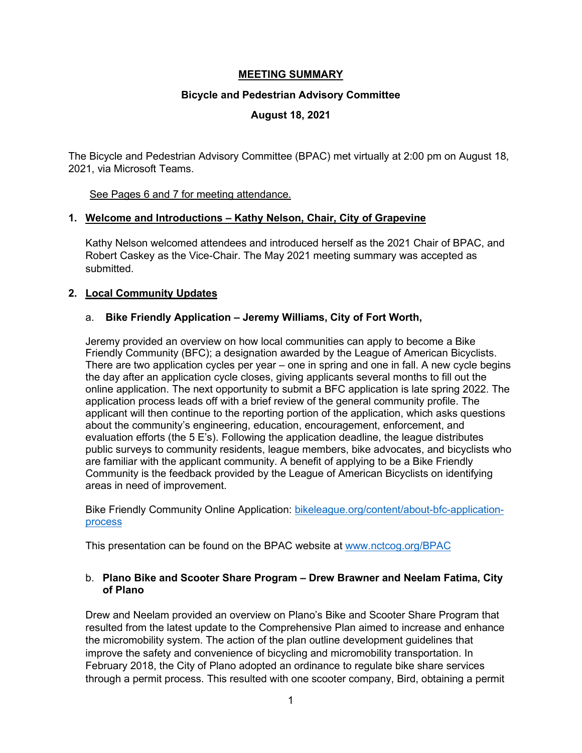# MEETING SUMMARY

## Bicycle and Pedestrian Advisory Committee

### August 18, 2021

The Bicycle and Pedestrian Advisory Committee (BPAC) met virtually at 2:00 pm on August 18, 2021, via Microsoft Teams.

See Pages 6 and 7 for meeting attendance.

## 1. Welcome and Introductions – Kathy Nelson, Chair, City of Grapevine

Kathy Nelson welcomed attendees and introduced herself as the 2021 Chair of BPAC, and Robert Caskey as the Vice-Chair. The May 2021 meeting summary was accepted as submitted.

## 2. Local Community Updates

### a. Bike Friendly Application – Jeremy Williams, City of Fort Worth,

Jeremy provided an overview on how local communities can apply to become a Bike Friendly Community (BFC); a designation awarded by the League of American Bicyclists. There are two application cycles per year – one in spring and one in fall. A new cycle begins the day after an application cycle closes, giving applicants several months to fill out the online application. The next opportunity to submit a BFC application is late spring 2022. The application process leads off with a brief review of the general community profile. The applicant will then continue to the reporting portion of the application, which asks questions about the community's engineering, education, encouragement, enforcement, and evaluation efforts (the 5 E's). Following the application deadline, the league distributes public surveys to community residents, league members, bike advocates, and bicyclists who are familiar with the applicant community. A benefit of applying to be a Bike Friendly Community is the feedback provided by the League of American Bicyclists on identifying areas in need of improvement.

Bike Friendly Community Online Application: [bikeleague.org/content/about-bfc-application-process](bikeleague.org/content/about-bfc-application-process)

This presentation can be found on the BPAC website at [www.nctcog.org/BPAC](www.nctcog.org/BPAC)

### b. Plano Bike and Scooter Share Program – Drew Brawner and Neelam Fatima, City of Plano

Drew and Neelam provided an overview on Plano's Bike and Scooter Share Program that resulted from the latest update to the Comprehensive Plan aimed to increase and enhance the micromobility system. The action of the plan outline development guidelines that improve the safety and convenience of bicycling and micromobility transportation. In February 2018, the City of Plano adopted an ordinance to regulate bike share services through a permit process. This resulted with one scooter company, Bird, obtaining a permit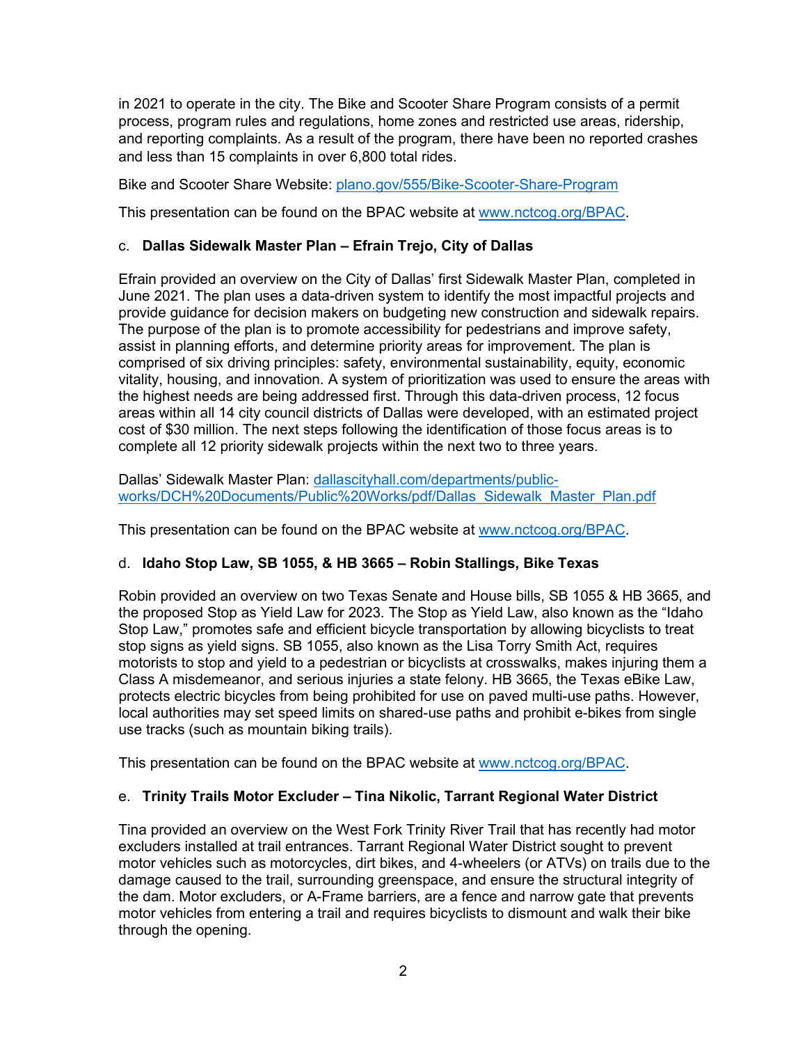in 2021 to operate in the city. The Bike and Scooter Share Program consists of a permit process, program rules and regulations, home zones and restricted use areas, ridership, and reporting complaints. As a result of the program, there have been no reported crashes and less than 15 complaints in over 6,800 total rides.

Bike and Scooter Share Website: [plano.gov/555/Bike-Scooter-Share-Program](plano.gov/555/Bike-Scooter-Share-Program)

This presentation can be found on the BPAC website at [www.nctcog.org/BPAC](www.nctcog.org/BPAC).

c. **Dallas Sidewalk Master Plan – Efrain Trejo, City of Dallas**

Efrain provided an overview on the City of Dallas' first Sidewalk Master Plan, completed in June 2021. The plan uses a data-driven system to identify the most impactful projects and provide guidance for decision makers on budgeting new construction and sidewalk repairs. The purpose of the plan is to promote accessibility for pedestrians and improve safety, assist in planning efforts, and determine priority areas for improvement. The plan is comprised of six driving principles: safety, environmental sustainability, equity, economic vitality, housing, and innovation. A system of prioritization was used to ensure the areas with the highest needs are being addressed first. Through this data-driven process, 12 focus areas within all 14 city council districts of Dallas were developed, with an estimated project cost of $30 million. The next steps following the identification of those focus areas is to complete all 12 priority sidewalk projects within the next two to three years.

Dallas' Sidewalk Master Plan: [dallascityhall.com/departments/public-works/DCH%20Documents/Public%20Works/pdf/Dallas_Sidewalk_Master_Plan.pdf](dallascityhall.com/departments/public-works/DCH%20Documents/Public%20Works/pdf/Dallas_Sidewalk_Master_Plan.pdf)

This presentation can be found on the BPAC website at [www.nctcog.org/BPAC](www.nctcog.org/BPAC).

d. **Idaho Stop Law, SB 1055, & HB 3665 – Robin Stallings, Bike Texas**

Robin provided an overview on two Texas Senate and House bills, SB 1055 & HB 3665, and the proposed Stop as Yield Law for 2023. The Stop as Yield Law, also known as the "Idaho Stop Law," promotes safe and efficient bicycle transportation by allowing bicyclists to treat stop signs as yield signs. SB 1055, also known as the Lisa Torry Smith Act, requires motorists to stop and yield to a pedestrian or bicyclists at crosswalks, makes injuring them a Class A misdemeanor, and serious injuries a state felony. HB 3665, the Texas eBike Law, protects electric bicycles from being prohibited for use on paved multi-use paths. However, local authorities may set speed limits on shared-use paths and prohibit e-bikes from single use tracks (such as mountain biking trails).

This presentation can be found on the BPAC website at [www.nctcog.org/BPAC](www.nctcog.org/BPAC).

e. **Trinity Trails Motor Excluder – Tina Nikolic, Tarrant Regional Water District**

Tina provided an overview on the West Fork Trinity River Trail that has recently had motor excluders installed at trail entrances. Tarrant Regional Water District sought to prevent motor vehicles such as motorcycles, dirt bikes, and 4-wheelers (or ATVs) on trails due to the damage caused to the trail, surrounding greenspace, and ensure the structural integrity of the dam. Motor excluders, or A-Frame barriers, are a fence and narrow gate that prevents motor vehicles from entering a trail and requires bicyclists to dismount and walk their bike through the opening.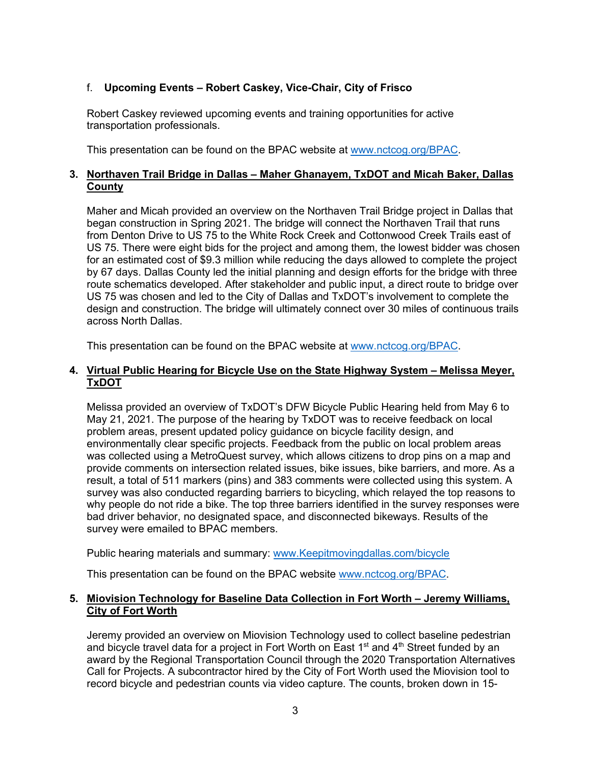f. **Upcoming Events – Robert Caskey, Vice-Chair, City of Frisco**

Robert Caskey reviewed upcoming events and training opportunities for active transportation professionals.

This presentation can be found on the BPAC website at www.nctcog.org/BPAC.

3. **Northaven Trail Bridge in Dallas – Maher Ghanayem, TxDOT and Micah Baker, Dallas County**

Maher and Micah provided an overview on the Northaven Trail Bridge project in Dallas that began construction in Spring 2021. The bridge will connect the Northaven Trail that runs from Denton Drive to US 75 to the White Rock Creek and Cottonwood Creek Trails east of US 75. There were eight bids for the project and among them, the lowest bidder was chosen for an estimated cost of $9.3 million while reducing the days allowed to complete the project by 67 days. Dallas County led the initial planning and design efforts for the bridge with three route schematics developed. After stakeholder and public input, a direct route to bridge over US 75 was chosen and led to the City of Dallas and TxDOT's involvement to complete the design and construction. The bridge will ultimately connect over 30 miles of continuous trails across North Dallas.

This presentation can be found on the BPAC website at www.nctcog.org/BPAC.

4. **Virtual Public Hearing for Bicycle Use on the State Highway System – Melissa Meyer, TxDOT**

Melissa provided an overview of TxDOT's DFW Bicycle Public Hearing held from May 6 to May 21, 2021. The purpose of the hearing by TxDOT was to receive feedback on local problem areas, present updated policy guidance on bicycle facility design, and environmentally clear specific projects. Feedback from the public on local problem areas was collected using a MetroQuest survey, which allows citizens to drop pins on a map and provide comments on intersection related issues, bike issues, bike barriers, and more. As a result, a total of 511 markers (pins) and 383 comments were collected using this system. A survey was also conducted regarding barriers to bicycling, which relayed the top reasons to why people do not ride a bike. The top three barriers identified in the survey responses were bad driver behavior, no designated space, and disconnected bikeways. Results of the survey were emailed to BPAC members.

Public hearing materials and summary: www.Keepitmovingdallas.com/bicycle

This presentation can be found on the BPAC website www.nctcog.org/BPAC.

5. **Miovision Technology for Baseline Data Collection in Fort Worth – Jeremy Williams, City of Fort Worth**

Jeremy provided an overview on Miovision Technology used to collect baseline pedestrian and bicycle travel data for a project in Fort Worth on East 1st and 4th Street funded by an award by the Regional Transportation Council through the 2020 Transportation Alternatives Call for Projects. A subcontractor hired by the City of Fort Worth used the Miovision tool to record bicycle and pedestrian counts via video capture. The counts, broken down in 15-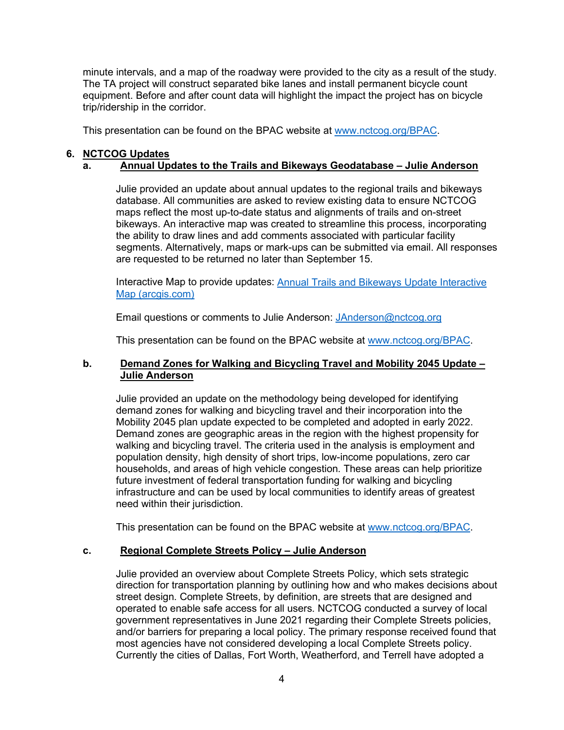minute intervals, and a map of the roadway were provided to the city as a result of the study. The TA project will construct separated bike lanes and install permanent bicycle count equipment. Before and after count data will highlight the impact the project has on bicycle trip/ridership in the corridor.

This presentation can be found on the BPAC website at [www.nctcog.org/BPAC](www.nctcog.org/BPAC).

## 6. <u>NCTCOG Updates</u>

### a. <u>Annual Updates to the Trails and Bikeways Geodatabase – Julie Anderson</u>

Julie provided an update about annual updates to the regional trails and bikeways database. All communities are asked to review existing data to ensure NCTCOG maps reflect the most up-to-date status and alignments of trails and on-street bikeways. An interactive map was created to streamline this process, incorporating the ability to draw lines and add comments associated with particular facility segments. Alternatively, maps or mark-ups can be submitted via email. All responses are requested to be returned no later than September 15.

Interactive Map to provide updates: [Annual Trails and Bikeways Update Interactive Map (arcgis.com)]()

Email questions or comments to Julie Anderson: [JAnderson@nctcog.org](mailto:JAnderson@nctcog.org)

This presentation can be found on the BPAC website at [www.nctcog.org/BPAC](www.nctcog.org/BPAC).

### b. <u>Demand Zones for Walking and Bicycling Travel and Mobility 2045 Update – Julie Anderson</u>

Julie provided an update on the methodology being developed for identifying demand zones for walking and bicycling travel and their incorporation into the Mobility 2045 plan update expected to be completed and adopted in early 2022. Demand zones are geographic areas in the region with the highest propensity for walking and bicycling travel. The criteria used in the analysis is employment and population density, high density of short trips, low-income populations, zero car households, and areas of high vehicle congestion. These areas can help prioritize future investment of federal transportation funding for walking and bicycling infrastructure and can be used by local communities to identify areas of greatest need within their jurisdiction.

This presentation can be found on the BPAC website at [www.nctcog.org/BPAC](www.nctcog.org/BPAC).

### c. <u>Regional Complete Streets Policy – Julie Anderson</u>

Julie provided an overview about Complete Streets Policy, which sets strategic direction for transportation planning by outlining how and who makes decisions about street design. Complete Streets, by definition, are streets that are designed and operated to enable safe access for all users. NCTCOG conducted a survey of local government representatives in June 2021 regarding their Complete Streets policies, and/or barriers for preparing a local policy. The primary response received found that most agencies have not considered developing a local Complete Streets policy. Currently the cities of Dallas, Fort Worth, Weatherford, and Terrell have adopted a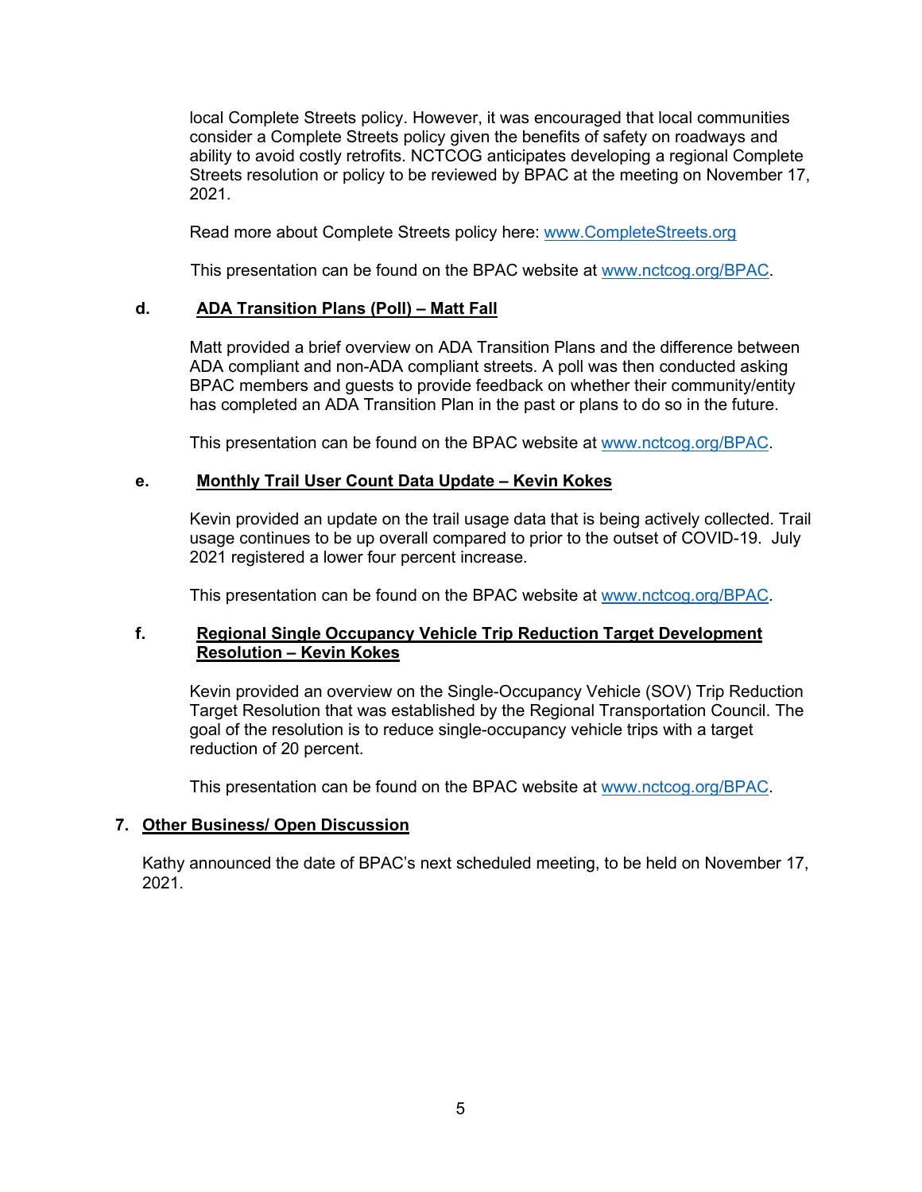local Complete Streets policy. However, it was encouraged that local communities consider a Complete Streets policy given the benefits of safety on roadways and ability to avoid costly retrofits. NCTCOG anticipates developing a regional Complete Streets resolution or policy to be reviewed by BPAC at the meeting on November 17, 2021.

Read more about Complete Streets policy here: www.CompleteStreets.org

This presentation can be found on the BPAC website at www.nctcog.org/BPAC.

**d. ADA Transition Plans (Poll) – Matt Fall**

Matt provided a brief overview on ADA Transition Plans and the difference between ADA compliant and non-ADA compliant streets. A poll was then conducted asking BPAC members and guests to provide feedback on whether their community/entity has completed an ADA Transition Plan in the past or plans to do so in the future.

This presentation can be found on the BPAC website at www.nctcog.org/BPAC.

**e. Monthly Trail User Count Data Update – Kevin Kokes**

Kevin provided an update on the trail usage data that is being actively collected. Trail usage continues to be up overall compared to prior to the outset of COVID-19. July 2021 registered a lower four percent increase.

This presentation can be found on the BPAC website at www.nctcog.org/BPAC.

**f. Regional Single Occupancy Vehicle Trip Reduction Target Development Resolution – Kevin Kokes**

Kevin provided an overview on the Single-Occupancy Vehicle (SOV) Trip Reduction Target Resolution that was established by the Regional Transportation Council. The goal of the resolution is to reduce single-occupancy vehicle trips with a target reduction of 20 percent.

This presentation can be found on the BPAC website at www.nctcog.org/BPAC.

## 7. Other Business/ Open Discussion

Kathy announced the date of BPAC's next scheduled meeting, to be held on November 17, 2021.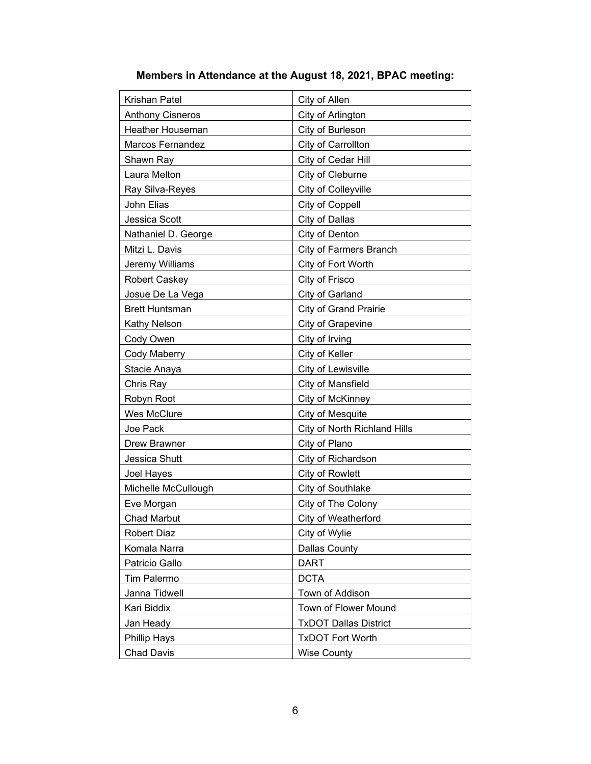**Members in Attendance at the August 18, 2021, BPAC meeting:**

| | |
|---|---|
| Krishan Patel | City of Allen |
| Anthony Cisneros | City of Arlington |
| Heather Houseman | City of Burleson |
| Marcos Fernandez | City of Carrollton |
| Shawn Ray | City of Cedar Hill |
| Laura Melton | City of Cleburne |
| Ray Silva-Reyes | City of Colleyville |
| John Elias | City of Coppell |
| Jessica Scott | City of Dallas |
| Nathaniel D. George | City of Denton |
| Mitzi L. Davis | City of Farmers Branch |
| Jeremy Williams | City of Fort Worth |
| Robert Caskey | City of Frisco |
| Josue De La Vega | City of Garland |
| Brett Huntsman | City of Grand Prairie |
| Kathy Nelson | City of Grapevine |
| Cody Owen | City of Irving |
| Cody Maberry | City of Keller |
| Stacie Anaya | City of Lewisville |
| Chris Ray | City of Mansfield |
| Robyn Root | City of McKinney |
| Wes McClure | City of Mesquite |
| Joe Pack | City of North Richland Hills |
| Drew Brawner | City of Plano |
| Jessica Shutt | City of Richardson |
| Joel Hayes | City of Rowlett |
| Michelle McCullough | City of Southlake |
| Eve Morgan | City of The Colony |
| Chad Marbut | City of Weatherford |
| Robert Diaz | City of Wylie |
| Komala Narra | Dallas County |
| Patricio Gallo | DART |
| Tim Palermo | DCTA |
| Janna Tidwell | Town of Addison |
| Kari Biddix | Town of Flower Mound |
| Jan Heady | TxDOT Dallas District |
| Phillip Hays | TxDOT Fort Worth |
| Chad Davis | Wise County |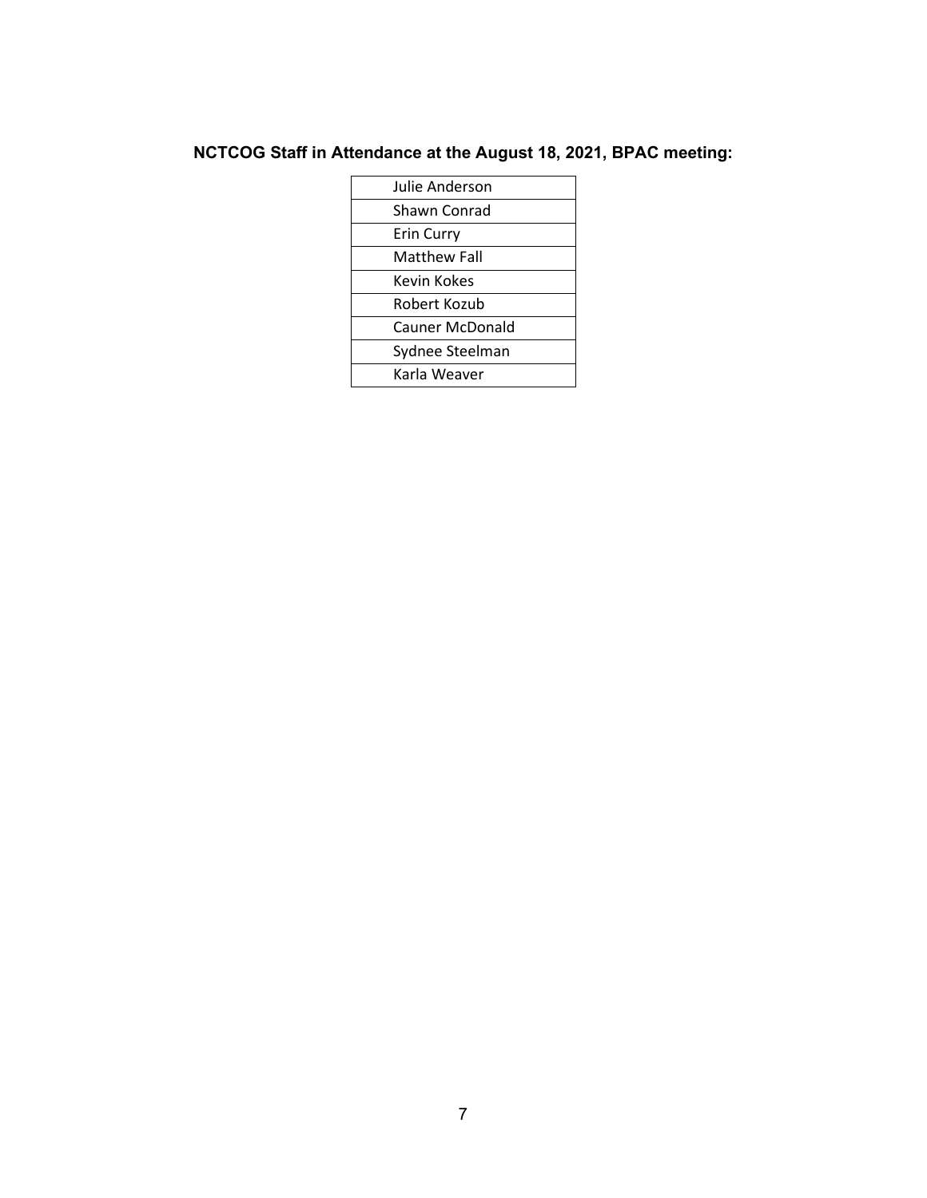**NCTCOG Staff in Attendance at the August 18, 2021, BPAC meeting:**

| |
|---|
| Julie Anderson |
| Shawn Conrad |
| Erin Curry |
| Matthew Fall |
| Kevin Kokes |
| Robert Kozub |
| Cauner McDonald |
| Sydnee Steelman |
| Karla Weaver |